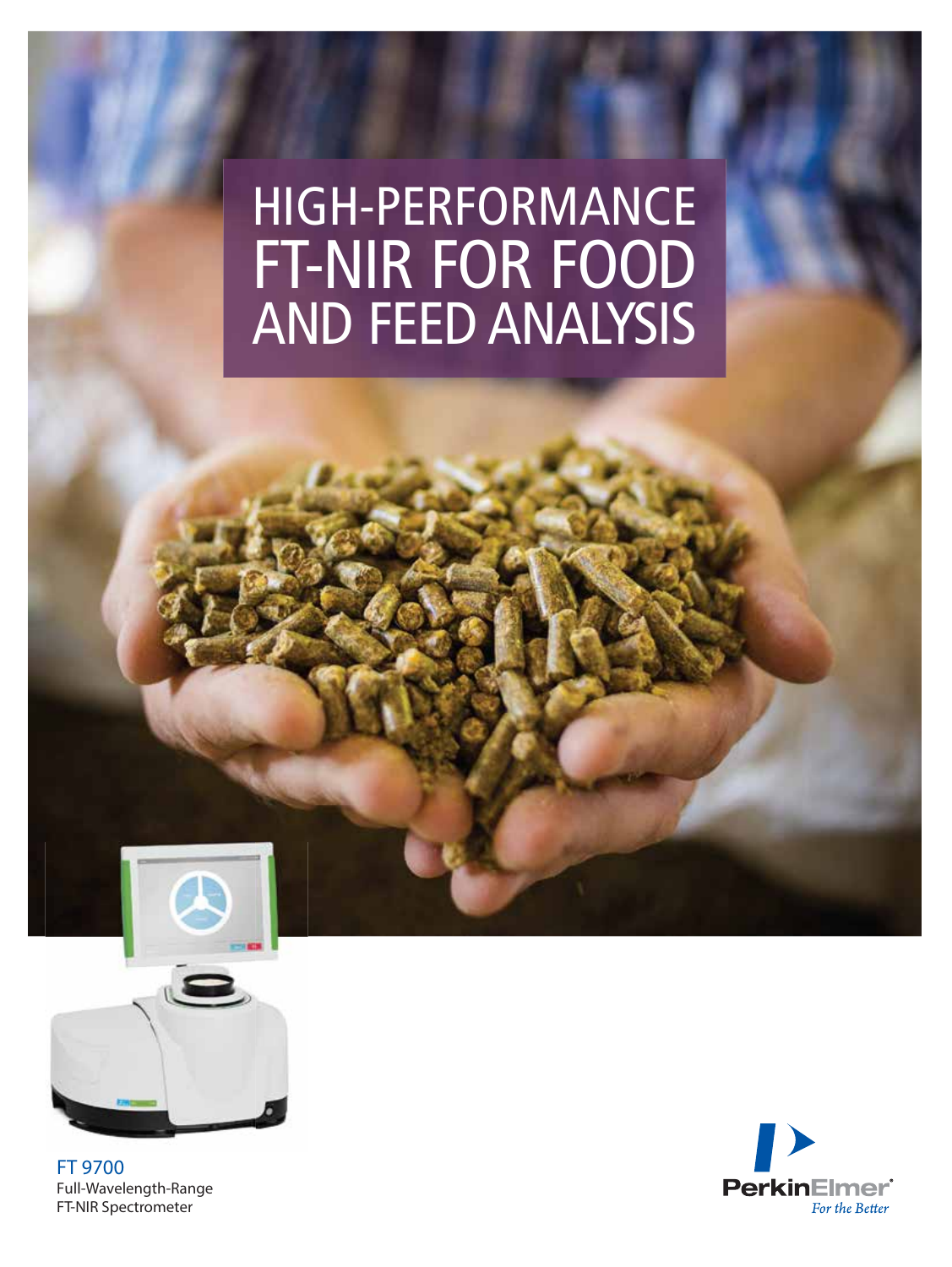# HIGH-PERFORMANCE FT-NIR FOR FOOD AND FEED ANALYSIS

FT 9700

Full-Wavelength-Range FT-NIR Spectrometer

PerkinElmer®

*For the Better*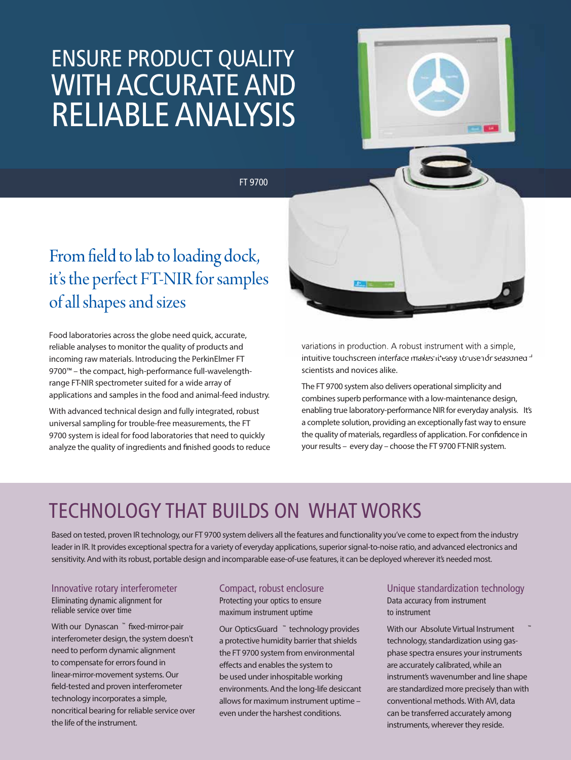# ENSURE PRODUCT QUALITY WITH ACCURATE AND RELIABLE ANALYSIS

FT 9700

## From field to lab to loading dock, it's the perfect FT-NIR for samples of all shapes and sizes

Food laboratories across the globe need quick, accurate, reliable analyses to monitor the quality of products and incoming raw materials. Introducing the PerkinElmer FT 9700™ – the compact, high-performance full-wavelength-range FT-NIR spectrometer suited for a wide array of applications and samples in the food and animal-feed industry.

With advanced technical design and fully integrated, robust universal sampling for trouble-free measurements, the FT 9700 system is ideal for food laboratories that need to quickly analyze the quality of ingredients and finished goods to reduce variations in production. A robust instrument with a simple, intuitive touchscreen interface makes it easy to use for seasoned scientists and novices alike.

The FT 9700 system also delivers operational simplicity and combines superb performance with a low-maintenance design, enabling true laboratory-performance NIR for everyday analysis. It's a complete solution, providing an exceptionally fast way to ensure the quality of materials, regardless of application. For confidence in your results – every day – choose the FT 9700 FT-NIR system.

# TECHNOLOGY THAT BUILDS ON WHAT WORKS

Based on tested, proven IR technology, our FT 9700 system delivers all the features and functionality you've come to expect from the industry leader in IR. It provides exceptional spectra for a variety of everyday applications, superior signal-to-noise ratio, and advanced electronics and sensitivity. And with its robust, portable design and incomparable ease-of-use features, it can be deployed wherever it's needed most.

### Innovative rotary interferometer

Eliminating dynamic alignment for reliable service over time

With our Dynascan™ fixed-mirror-pair interferometer design, the system doesn't need to perform dynamic alignment to compensate for errors found in linear-mirror-movement systems. Our field-tested and proven interferometer technology incorporates a simple, noncritical bearing for reliable service over the life of the instrument.

### Compact, robust enclosure

Protecting your optics to ensure maximum instrument uptime

Our OpticsGuard™ technology provides a protective humidity barrier that shields the FT 9700 system from environmental effects and enables the system to be used under inhospitable working environments. And the long-life desiccant allows for maximum instrument uptime – even under the harshest conditions.

### Unique standardization technology

Data accuracy from instrument to instrument

With our Absolute Virtual Instrument™ technology, standardization using gas-phase spectra ensures your instruments are accurately calibrated, while an instrument's wavenumber and line shape are standardized more precisely than with conventional methods. With AVI, data can be transferred accurately among instruments, wherever they reside.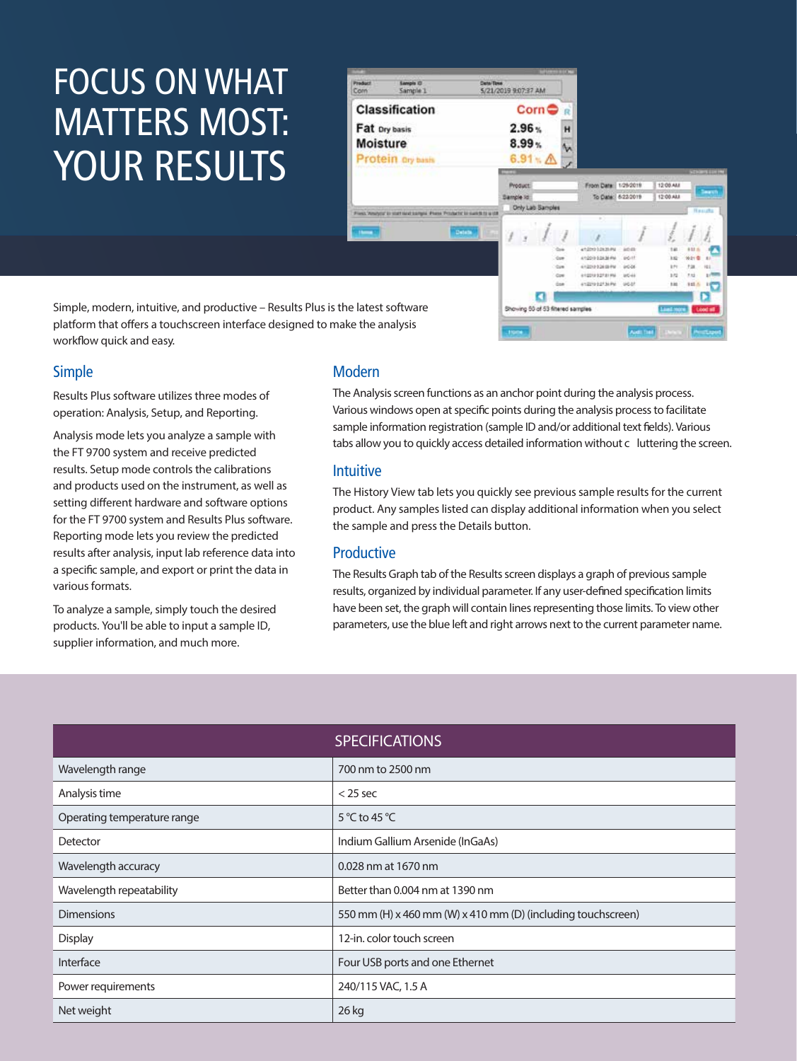# FOCUS ON WHAT MATTERS MOST: YOUR RESULTS

Simple, modern, intuitive, and productive – Results Plus is the latest software platform that offers a touchscreen interface designed to make the analysis workflow quick and easy.

## Simple

Results Plus software utilizes three modes of operation: Analysis, Setup, and Reporting.

Analysis mode lets you analyze a sample with the FT 9700 system and receive predicted results. Setup mode controls the calibrations and products used on the instrument, as well as setting different hardware and software options for the FT 9700 system and Results Plus software. Reporting mode lets you review the predicted results after analysis, input lab reference data into a specific sample, and export or print the data in various formats.

To analyze a sample, simply touch the desired products. You'll be able to input a sample ID, supplier information, and much more.

## Modern

The Analysis screen functions as an anchor point during the analysis process. Various windows open at specific points during the analysis process to facilitate sample information registration (sample ID and/or additional text fields). Various tabs allow you to quickly access detailed information without cluttering the screen.

## Intuitive

The History View tab lets you quickly see previous sample results for the current product. Any samples listed can display additional information when you select the sample and press the Details button.

## Productive

The Results Graph tab of the Results screen displays a graph of previous sample results, organized by individual parameter. If any user-defined specification limits have been set, the graph will contain lines representing those limits. To view other parameters, use the blue left and right arrows next to the current parameter name.

| SPECIFICATIONS | |
|---|---|
| Wavelength range | 700 nm to 2500 nm |
| Analysis time | < 25 sec |
| Operating temperature range | 5 °C to 45 °C |
| Detector | Indium Gallium Arsenide (InGaAs) |
| Wavelength accuracy | 0.028 nm at 1670 nm |
| Wavelength repeatability | Better than 0.004 nm at 1390 nm |
| Dimensions | 550 mm (H) x 460 mm (W) x 410 mm (D) (including touchscreen) |
| Display | 12-in. color touch screen |
| Interface | Four USB ports and one Ethernet |
| Power requirements | 240/115 VAC, 1.5 A |
| Net weight | 26 kg |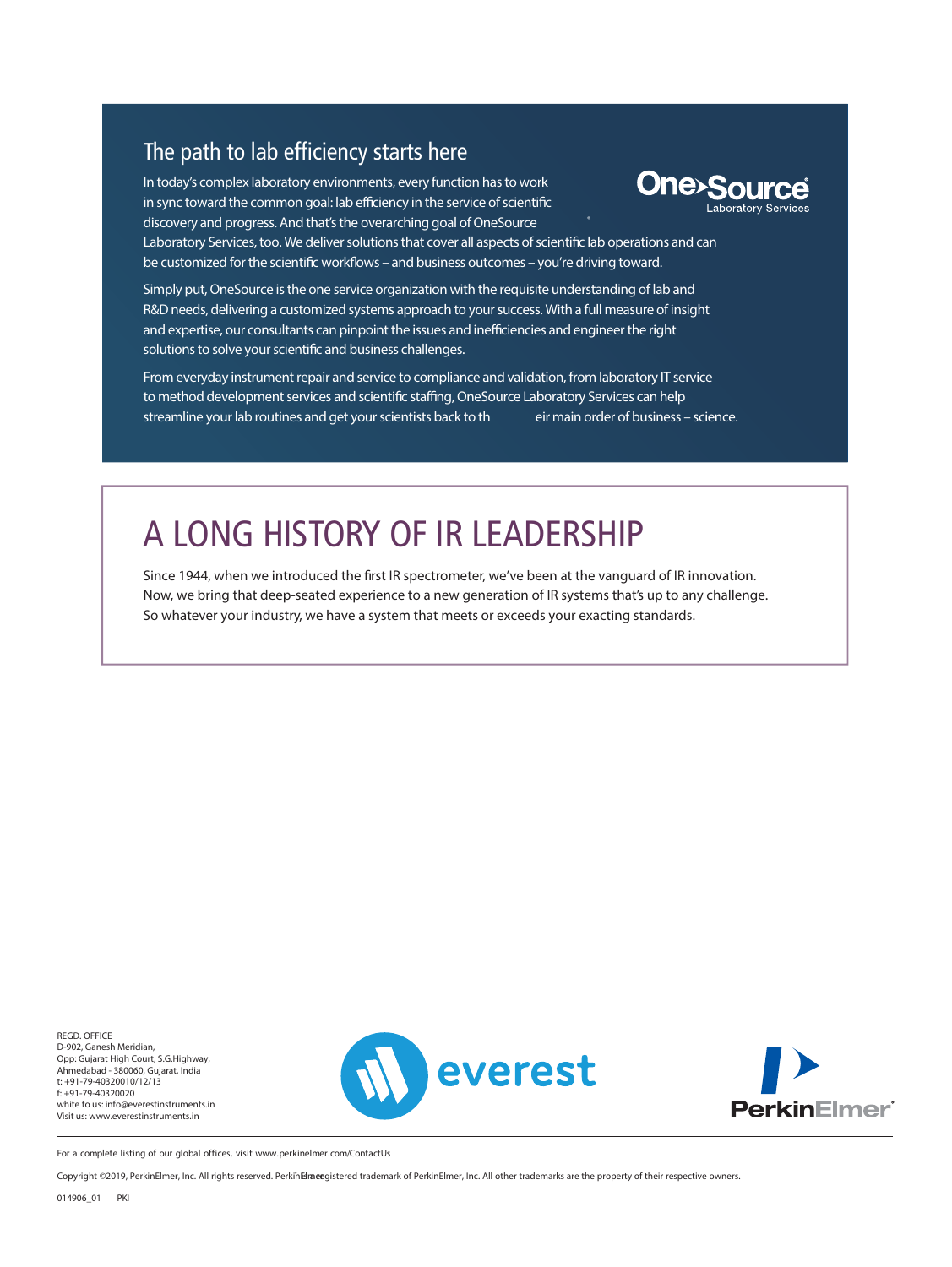## The path to lab efficiency starts here

**OneSource** Laboratory Services

In today's complex laboratory environments, every function has to work in sync toward the common goal: lab efficiency in the service of scientific discovery and progress. And that's the overarching goal of OneSource Laboratory Services, too. We deliver solutions that cover all aspects of scientific lab operations and can be customized for the scientific workflows – and business outcomes – you're driving toward.

Simply put, OneSource is the one service organization with the requisite understanding of lab and R&D needs, delivering a customized systems approach to your success. With a full measure of insight and expertise, our consultants can pinpoint the issues and inefficiencies and engineer the right solutions to solve your scientific and business challenges.

From everyday instrument repair and service to compliance and validation, from laboratory IT service to method development services and scientific staffing, OneSource Laboratory Services can help streamline your lab routines and get your scientists back to their main order of business – science.

# A LONG HISTORY OF IR LEADERSHIP

Since 1944, when we introduced the first IR spectrometer, we've been at the vanguard of IR innovation. Now, we bring that deep-seated experience to a new generation of IR systems that's up to any challenge. So whatever your industry, we have a system that meets or exceeds your exacting standards.

REGD. OFFICE
D-902, Ganesh Meridian,
Opp: Gujarat High Court, S.G.Highway,
Ahmedabad - 380060, Gujarat, India
t: +91-79-40320010/12/13
f: +91-79-40320020
white to us: info@everestinstruments.in
Visit us: www.everestinstruments.in

everest

PerkinElmer

For a complete listing of our global offices, visit www.perkinelmer.com/ContactUs

Copyright ©2019, PerkinElmer, Inc. All rights reserved. PerkinElmer® is a registered trademark of PerkinElmer, Inc. All other trademarks are the property of their respective owners.

014906_01 PKI